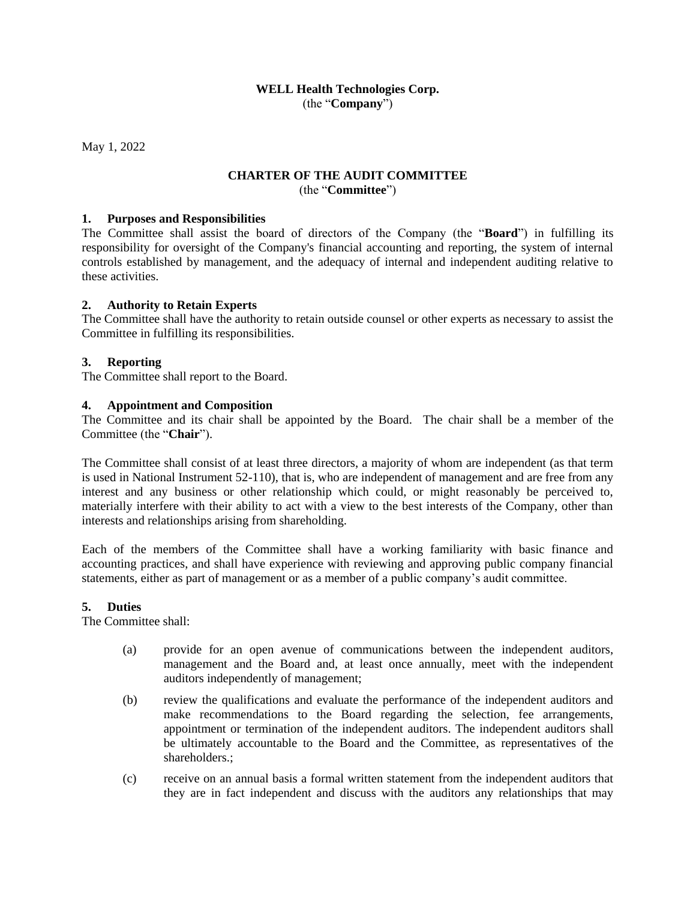**WELL Health Technologies Corp.**
(the "**Company**")

May 1, 2022

**CHARTER OF THE AUDIT COMMITTEE**
(the "**Committee**")

## 1. Purposes and Responsibilities

The Committee shall assist the board of directors of the Company (the "**Board**") in fulfilling its responsibility for oversight of the Company's financial accounting and reporting, the system of internal controls established by management, and the adequacy of internal and independent auditing relative to these activities.

## 2. Authority to Retain Experts

The Committee shall have the authority to retain outside counsel or other experts as necessary to assist the Committee in fulfilling its responsibilities.

## 3. Reporting

The Committee shall report to the Board.

## 4. Appointment and Composition

The Committee and its chair shall be appointed by the Board. The chair shall be a member of the Committee (the "**Chair**").

The Committee shall consist of at least three directors, a majority of whom are independent (as that term is used in National Instrument 52-110), that is, who are independent of management and are free from any interest and any business or other relationship which could, or might reasonably be perceived to, materially interfere with their ability to act with a view to the best interests of the Company, other than interests and relationships arising from shareholding.

Each of the members of the Committee shall have a working familiarity with basic finance and accounting practices, and shall have experience with reviewing and approving public company financial statements, either as part of management or as a member of a public company's audit committee.

## 5. Duties

The Committee shall:

(a) provide for an open avenue of communications between the independent auditors, management and the Board and, at least once annually, meet with the independent auditors independently of management;

(b) review the qualifications and evaluate the performance of the independent auditors and make recommendations to the Board regarding the selection, fee arrangements, appointment or termination of the independent auditors. The independent auditors shall be ultimately accountable to the Board and the Committee, as representatives of the shareholders.;

(c) receive on an annual basis a formal written statement from the independent auditors that they are in fact independent and discuss with the auditors any relationships that may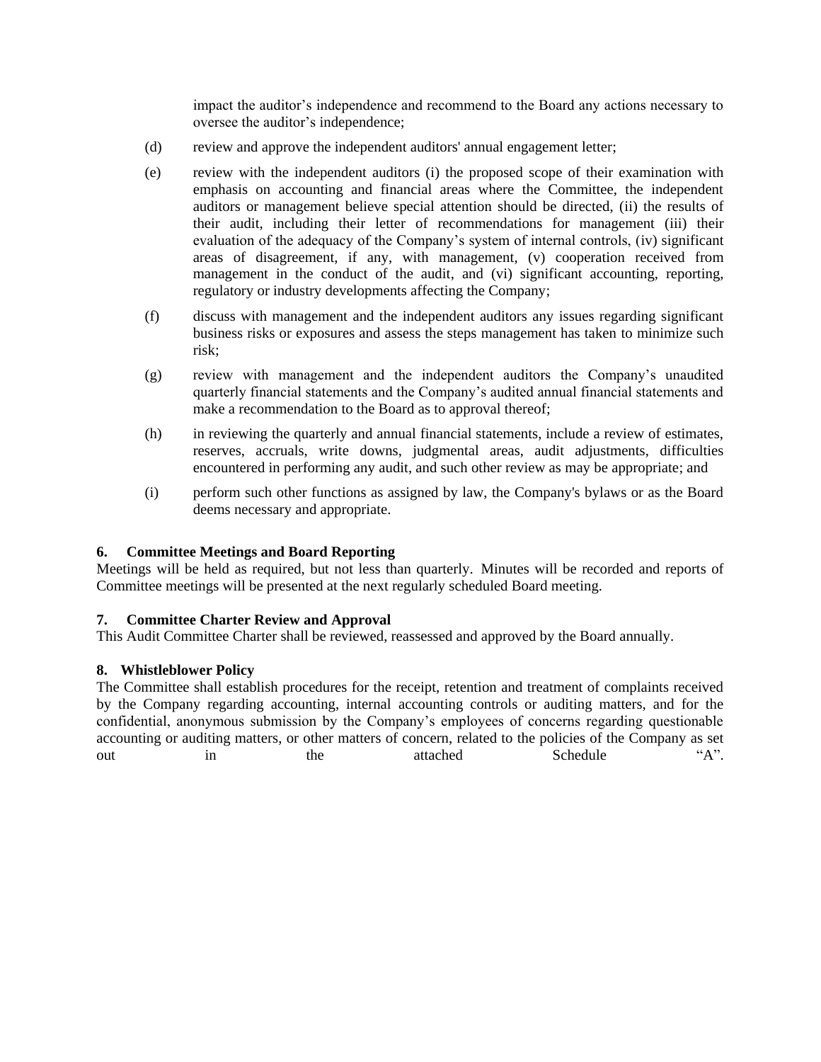impact the auditor's independence and recommend to the Board any actions necessary to oversee the auditor's independence;

(d) review and approve the independent auditors' annual engagement letter;

(e) review with the independent auditors (i) the proposed scope of their examination with emphasis on accounting and financial areas where the Committee, the independent auditors or management believe special attention should be directed, (ii) the results of their audit, including their letter of recommendations for management (iii) their evaluation of the adequacy of the Company's system of internal controls, (iv) significant areas of disagreement, if any, with management, (v) cooperation received from management in the conduct of the audit, and (vi) significant accounting, reporting, regulatory or industry developments affecting the Company;

(f) discuss with management and the independent auditors any issues regarding significant business risks or exposures and assess the steps management has taken to minimize such risk;

(g) review with management and the independent auditors the Company's unaudited quarterly financial statements and the Company's audited annual financial statements and make a recommendation to the Board as to approval thereof;

(h) in reviewing the quarterly and annual financial statements, include a review of estimates, reserves, accruals, write downs, judgmental areas, audit adjustments, difficulties encountered in performing any audit, and such other review as may be appropriate; and

(i) perform such other functions as assigned by law, the Company's bylaws or as the Board deems necessary and appropriate.

**6. Committee Meetings and Board Reporting**

Meetings will be held as required, but not less than quarterly. Minutes will be recorded and reports of Committee meetings will be presented at the next regularly scheduled Board meeting.

**7. Committee Charter Review and Approval**

This Audit Committee Charter shall be reviewed, reassessed and approved by the Board annually.

**8. Whistleblower Policy**

The Committee shall establish procedures for the receipt, retention and treatment of complaints received by the Company regarding accounting, internal accounting controls or auditing matters, and for the confidential, anonymous submission by the Company's employees of concerns regarding questionable accounting or auditing matters, or other matters of concern, related to the policies of the Company as set out in the attached Schedule "A".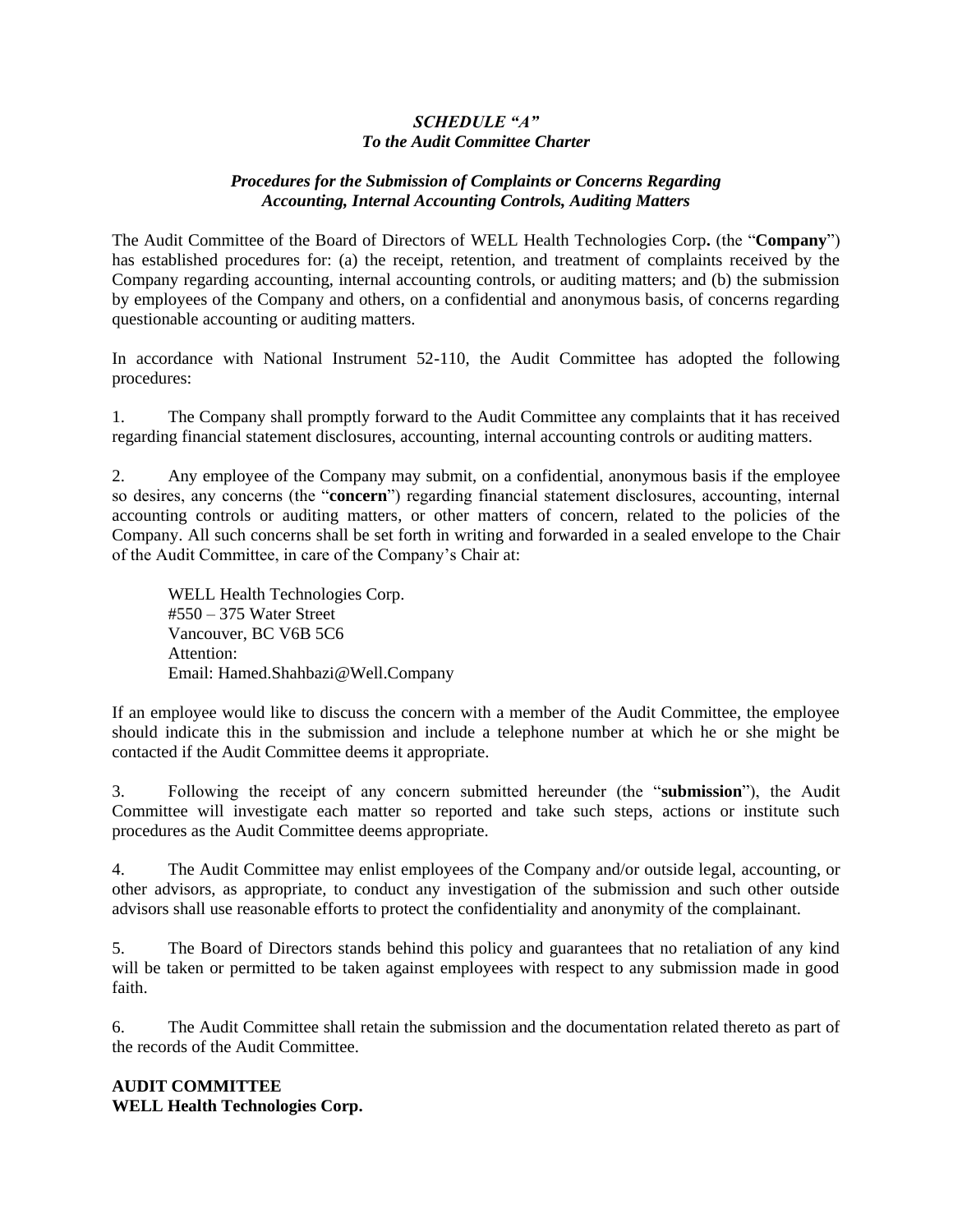***SCHEDULE "A"***
***To the Audit Committee Charter***

***Procedures for the Submission of Complaints or Concerns Regarding Accounting, Internal Accounting Controls, Auditing Matters***

The Audit Committee of the Board of Directors of WELL Health Technologies Corp**.** (the "**Company**") has established procedures for: (a) the receipt, retention, and treatment of complaints received by the Company regarding accounting, internal accounting controls, or auditing matters; and (b) the submission by employees of the Company and others, on a confidential and anonymous basis, of concerns regarding questionable accounting or auditing matters.

In accordance with National Instrument 52-110, the Audit Committee has adopted the following procedures:

1. The Company shall promptly forward to the Audit Committee any complaints that it has received regarding financial statement disclosures, accounting, internal accounting controls or auditing matters.

2. Any employee of the Company may submit, on a confidential, anonymous basis if the employee so desires, any concerns (the "**concern**") regarding financial statement disclosures, accounting, internal accounting controls or auditing matters, or other matters of concern, related to the policies of the Company. All such concerns shall be set forth in writing and forwarded in a sealed envelope to the Chair of the Audit Committee, in care of the Company's Chair at:

> WELL Health Technologies Corp.
> #550 – 375 Water Street
> Vancouver, BC V6B 5C6
> Attention:
> Email: Hamed.Shahbazi@Well.Company

If an employee would like to discuss the concern with a member of the Audit Committee, the employee should indicate this in the submission and include a telephone number at which he or she might be contacted if the Audit Committee deems it appropriate.

3. Following the receipt of any concern submitted hereunder (the "**submission**"), the Audit Committee will investigate each matter so reported and take such steps, actions or institute such procedures as the Audit Committee deems appropriate.

4. The Audit Committee may enlist employees of the Company and/or outside legal, accounting, or other advisors, as appropriate, to conduct any investigation of the submission and such other outside advisors shall use reasonable efforts to protect the confidentiality and anonymity of the complainant.

5. The Board of Directors stands behind this policy and guarantees that no retaliation of any kind will be taken or permitted to be taken against employees with respect to any submission made in good faith.

6. The Audit Committee shall retain the submission and the documentation related thereto as part of the records of the Audit Committee.

**AUDIT COMMITTEE**
**WELL Health Technologies Corp.**